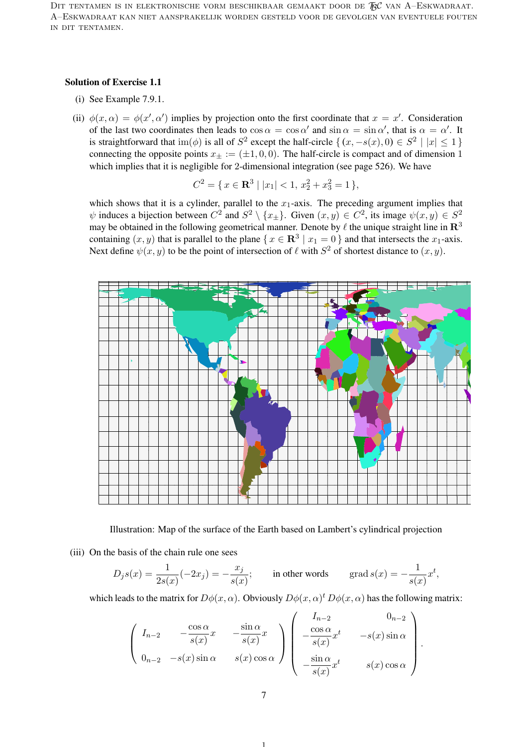DIT TENTAMEN IS IN ELEKTRONISCHE VORM BESCHIKBAAR GEMAAKT DOOR DE $\mathcal{TBC}$ VAN A–ESKWADRAAT. A–ESKWADRAAT KAN NIET AANSPRAKELIJK WORDEN GESTELD VOOR DE GEVOLGEN VAN EVENTUELE FOUTEN IN DIT TENTAMEN.

**Solution of Exercise 1.1**

(i) See Example 7.9.1.

(ii) $\phi(x, \alpha) = \phi(x', \alpha')$ implies by projection onto the first coordinate that $x = x'$. Consideration of the last two coordinates then leads to $\cos\alpha = \cos\alpha'$ and $\sin\alpha = \sin\alpha'$, that is $\alpha = \alpha'$. It is straightforward that $\mathrm{im}(\phi)$ is all of $S^2$ except the half-circle $\{\,(x, -s(x), 0) \in S^2 \mid |x| \leq 1\,\}$ connecting the opposite points $x_{\pm} := (\pm 1, 0, 0)$. The half-circle is compact and of dimension 1 which implies that it is negligible for 2-dimensional integration (see page 526). We have

$$C^2 = \{\, x \in \mathbf{R}^3 \mid |x_1| < 1,\ x_2^2 + x_3^2 = 1\,\},$$

which shows that it is a cylinder, parallel to the $x_1$-axis. The preceding argument implies that $\psi$ induces a bijection between $C^2$ and $S^2 \setminus \{x_{\pm}\}$. Given $(x, y) \in C^2$, its image $\psi(x, y) \in S^2$ may be obtained in the following geometrical manner. Denote by $\ell$ the unique straight line in $\mathbf{R}^3$ containing $(x, y)$ that is parallel to the plane $\{\, x \in \mathbf{R}^3 \mid x_1 = 0\,\}$ and that intersects the $x_1$-axis. Next define $\psi(x, y)$ to be the point of intersection of $\ell$ with $S^2$ of shortest distance to $(x, y)$.

Illustration: Map of the surface of the Earth based on Lambert's cylindrical projection

(iii) On the basis of the chain rule one sees

$$D_j s(x) = \frac{1}{2s(x)}(-2x_j) = -\frac{x_j}{s(x)}; \qquad \text{in other words} \qquad \mathrm{grad}\, s(x) = -\frac{1}{s(x)} x^t,$$

which leads to the matrix for $D\phi(x, \alpha)$. Obviously $D\phi(x, \alpha)^t\, D\phi(x, \alpha)$ has the following matrix:

$$\begin{pmatrix} I_{n-2} & -\dfrac{\cos\alpha}{s(x)} x & -\dfrac{\sin\alpha}{s(x)} x \\ 0_{n-2} & -s(x)\sin\alpha & s(x)\cos\alpha \end{pmatrix} \begin{pmatrix} I_{n-2} & 0_{n-2} \\ -\dfrac{\cos\alpha}{s(x)} x^t & -s(x)\sin\alpha \\ -\dfrac{\sin\alpha}{s(x)} x^t & s(x)\cos\alpha \end{pmatrix}.$$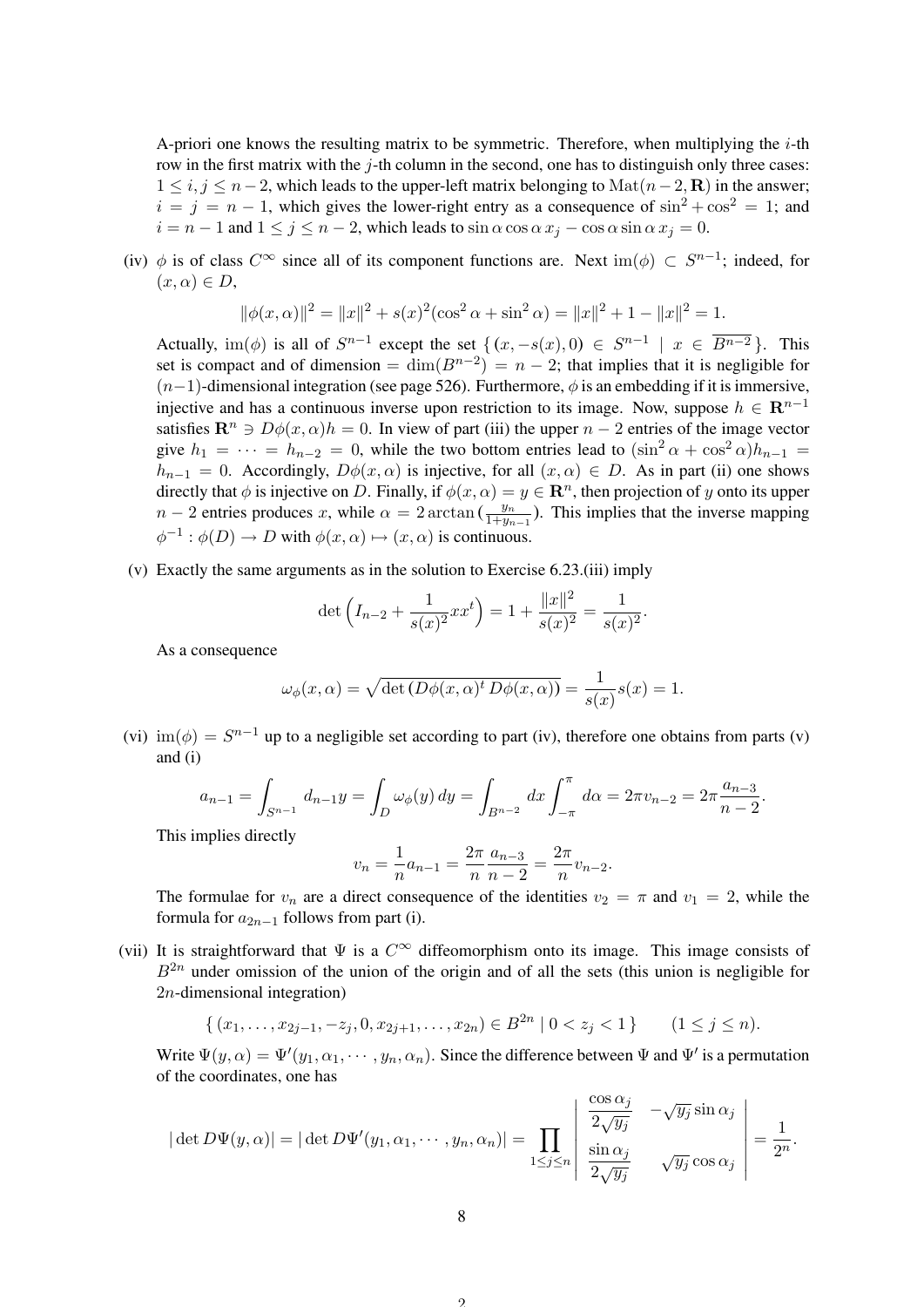A-priori one knows the resulting matrix to be symmetric. Therefore, when multiplying the $i$-th row in the first matrix with the $j$-th column in the second, one has to distinguish only three cases: $1 \le i, j \le n-2$, which leads to the upper-left matrix belonging to $\mathrm{Mat}(n-2, \mathbf{R})$ in the answer; $i = j = n-1$, which gives the lower-right entry as a consequence of $\sin^2 + \cos^2 = 1$; and $i = n-1$ and $1 \le j \le n-2$, which leads to $\sin\alpha\cos\alpha\, x_j - \cos\alpha\sin\alpha\, x_j = 0$.

(iv) $\phi$ is of class $C^\infty$ since all of its component functions are. Next $\mathrm{im}(\phi) \subset S^{n-1}$; indeed, for $(x, \alpha) \in D$,

$$\|\phi(x,\alpha)\|^2 = \|x\|^2 + s(x)^2(\cos^2\alpha + \sin^2\alpha) = \|x\|^2 + 1 - \|x\|^2 = 1.$$

Actually, $\mathrm{im}(\phi)$ is all of $S^{n-1}$ except the set $\{\,(x, -s(x), 0) \in S^{n-1} \mid x \in \overline{B^{n-2}}\,\}$. This set is compact and of dimension $= \dim(B^{n-2}) = n-2$; that implies that it is negligible for $(n-1)$-dimensional integration (see page 526). Furthermore, $\phi$ is an embedding if it is immersive, injective and has a continuous inverse upon restriction to its image. Now, suppose $h \in \mathbf{R}^{n-1}$ satisfies $\mathbf{R}^n \ni D\phi(x,\alpha)h = 0$. In view of part (iii) the upper $n-2$ entries of the image vector give $h_1 = \cdots = h_{n-2} = 0$, while the two bottom entries lead to $(\sin^2\alpha + \cos^2\alpha)h_{n-1} = h_{n-1} = 0$. Accordingly, $D\phi(x,\alpha)$ is injective, for all $(x,\alpha) \in D$. As in part (ii) one shows directly that $\phi$ is injective on $D$. Finally, if $\phi(x,\alpha) = y \in \mathbf{R}^n$, then projection of $y$ onto its upper $n-2$ entries produces $x$, while $\alpha = 2\arctan\left(\frac{y_n}{1+y_{n-1}}\right)$. This implies that the inverse mapping $\phi^{-1} : \phi(D) \to D$ with $\phi(x,\alpha) \mapsto (x,\alpha)$ is continuous.

(v) Exactly the same arguments as in the solution to Exercise 6.23.(iii) imply

$$\det\Big(I_{n-2} + \frac{1}{s(x)^2}xx^t\Big) = 1 + \frac{\|x\|^2}{s(x)^2} = \frac{1}{s(x)^2}.$$

As a consequence

$$\omega_\phi(x,\alpha) = \sqrt{\det\left(D\phi(x,\alpha)^t\, D\phi(x,\alpha)\right)} = \frac{1}{s(x)}s(x) = 1.$$

(vi) $\mathrm{im}(\phi) = S^{n-1}$ up to a negligible set according to part (iv), therefore one obtains from parts (v) and (i)

$$a_{n-1} = \int_{S^{n-1}} d_{n-1}y = \int_D \omega_\phi(y)\,dy = \int_{B^{n-2}} dx \int_{-\pi}^{\pi} d\alpha = 2\pi v_{n-2} = 2\pi\frac{a_{n-3}}{n-2}.$$

This implies directly

$$v_n = \frac{1}{n}a_{n-1} = \frac{2\pi}{n}\frac{a_{n-3}}{n-2} = \frac{2\pi}{n}v_{n-2}.$$

The formulae for $v_n$ are a direct consequence of the identities $v_2 = \pi$ and $v_1 = 2$, while the formula for $a_{2n-1}$ follows from part (i).

(vii) It is straightforward that $\Psi$ is a $C^\infty$ diffeomorphism onto its image. This image consists of $B^{2n}$ under omission of the union of the origin and of all the sets (this union is negligible for $2n$-dimensional integration)

$$\{\,(x_1, \dots, x_{2j-1}, -z_j, 0, x_{2j+1}, \dots, x_{2n}) \in B^{2n} \mid 0 < z_j < 1\,\} \qquad (1 \le j \le n).$$

Write $\Psi(y,\alpha) = \Psi'(y_1, \alpha_1, \cdots, y_n, \alpha_n)$. Since the difference between $\Psi$ and $\Psi'$ is a permutation of the coordinates, one has

$$|\det D\Psi(y,\alpha)| = |\det D\Psi'(y_1,\alpha_1,\cdots,y_n,\alpha_n)| = \prod_{1\le j\le n}\begin{vmatrix} \dfrac{\cos\alpha_j}{2\sqrt{y_j}} & -\sqrt{y_j}\sin\alpha_j \\ \dfrac{\sin\alpha_j}{2\sqrt{y_j}} & \sqrt{y_j}\cos\alpha_j \end{vmatrix} = \frac{1}{2^n}.$$